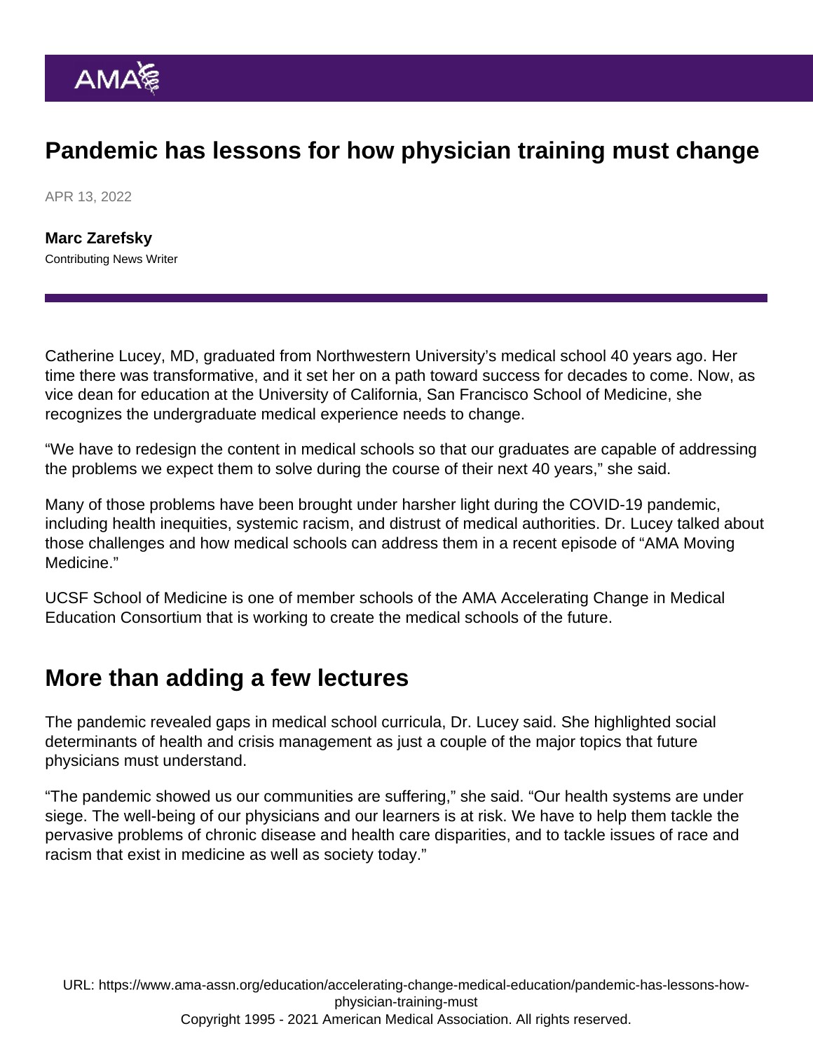# Pandemic has lessons for how physician training must change

APR 13, 2022

**Marc Zarefsky**
Contributing News Writer

Catherine Lucey, MD, graduated from Northwestern University's medical school 40 years ago. Her time there was transformative, and it set her on a path toward success for decades to come. Now, as vice dean for education at the University of California, San Francisco School of Medicine, she recognizes the undergraduate medical experience needs to change.

"We have to redesign the content in medical schools so that our graduates are capable of addressing the problems we expect them to solve during the course of their next 40 years," she said.

Many of those problems have been brought under harsher light during the COVID-19 pandemic, including health inequities, systemic racism, and distrust of medical authorities. Dr. Lucey talked about those challenges and how medical schools can address them in a recent episode of "AMA Moving Medicine."

UCSF School of Medicine is one of member schools of the AMA Accelerating Change in Medical Education Consortium that is working to create the medical schools of the future.

## More than adding a few lectures

The pandemic revealed gaps in medical school curricula, Dr. Lucey said. She highlighted social determinants of health and crisis management as just a couple of the major topics that future physicians must understand.

"The pandemic showed us our communities are suffering," she said. "Our health systems are under siege. The well-being of our physicians and our learners is at risk. We have to help them tackle the pervasive problems of chronic disease and health care disparities, and to tackle issues of race and racism that exist in medicine as well as society today."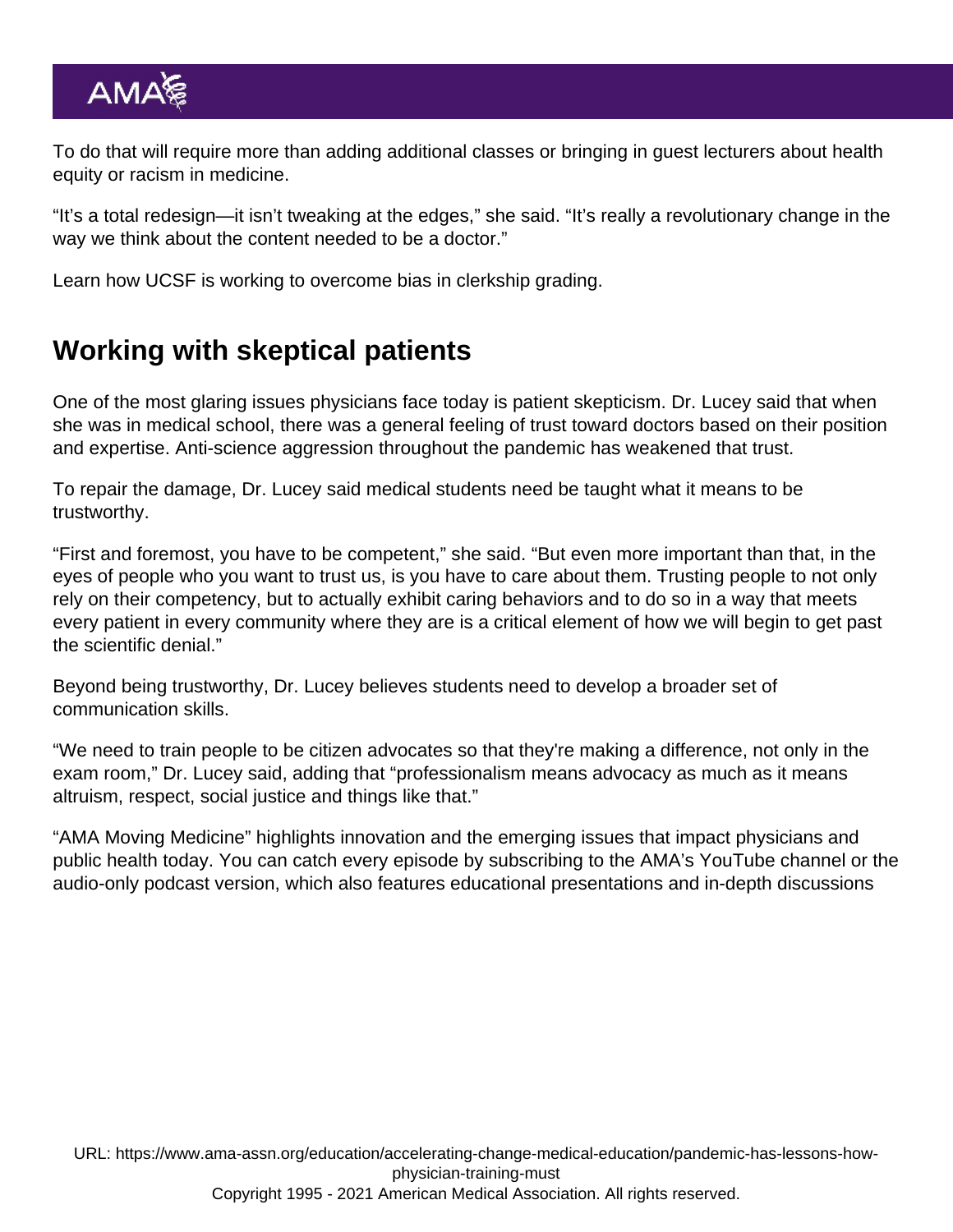To do that will require more than adding additional classes or bringing in guest lecturers about health equity or racism in medicine.

"It's a total redesign—it isn't tweaking at the edges," she said. "It's really a revolutionary change in the way we think about the content needed to be a doctor."

Learn how UCSF is working to overcome bias in clerkship grading.

## Working with skeptical patients

One of the most glaring issues physicians face today is patient skepticism. Dr. Lucey said that when she was in medical school, there was a general feeling of trust toward doctors based on their position and expertise. Anti-science aggression throughout the pandemic has weakened that trust.

To repair the damage, Dr. Lucey said medical students need be taught what it means to be trustworthy.

"First and foremost, you have to be competent," she said. "But even more important than that, in the eyes of people who you want to trust us, is you have to care about them. Trusting people to not only rely on their competency, but to actually exhibit caring behaviors and to do so in a way that meets every patient in every community where they are is a critical element of how we will begin to get past the scientific denial."

Beyond being trustworthy, Dr. Lucey believes students need to develop a broader set of communication skills.

"We need to train people to be citizen advocates so that they're making a difference, not only in the exam room," Dr. Lucey said, adding that "professionalism means advocacy as much as it means altruism, respect, social justice and things like that."

"AMA Moving Medicine" highlights innovation and the emerging issues that impact physicians and public health today. You can catch every episode by subscribing to the AMA's YouTube channel or the audio-only podcast version, which also features educational presentations and in-depth discussions